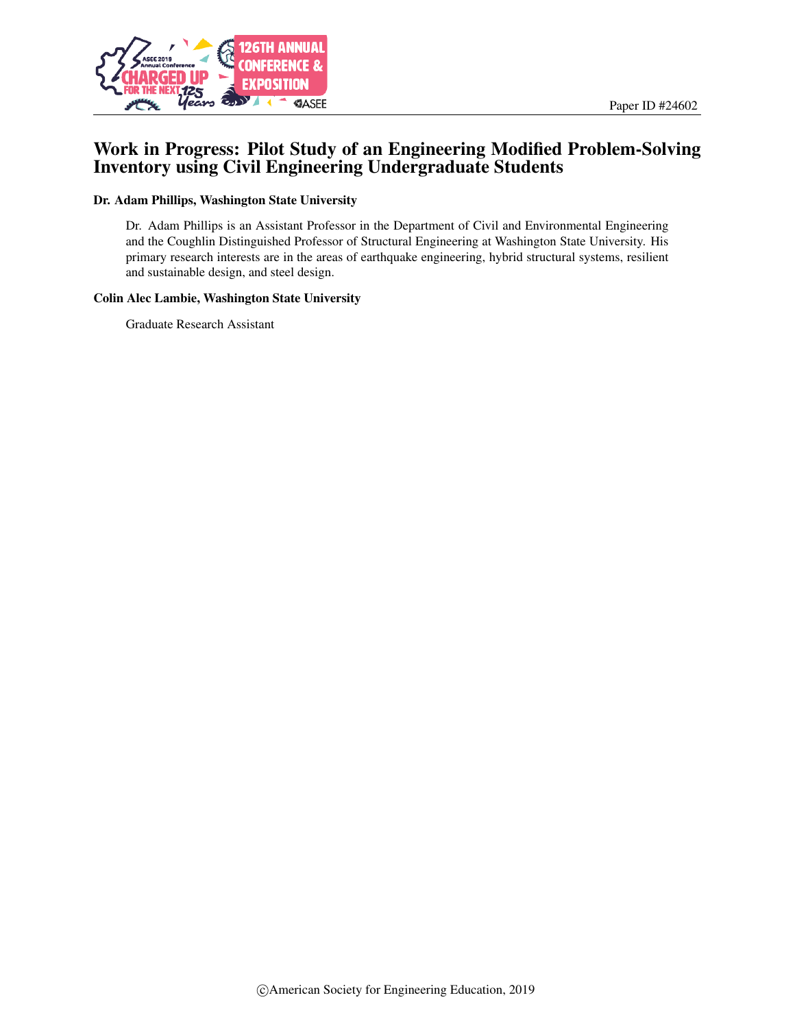Paper ID #24602

# Work in Progress: Pilot Study of an Engineering Modified Problem-Solving Inventory using Civil Engineering Undergraduate Students

**Dr. Adam Phillips, Washington State University**

Dr. Adam Phillips is an Assistant Professor in the Department of Civil and Environmental Engineering and the Coughlin Distinguished Professor of Structural Engineering at Washington State University. His primary research interests are in the areas of earthquake engineering, hybrid structural systems, resilient and sustainable design, and steel design.

**Colin Alec Lambie, Washington State University**

Graduate Research Assistant

©American Society for Engineering Education, 2019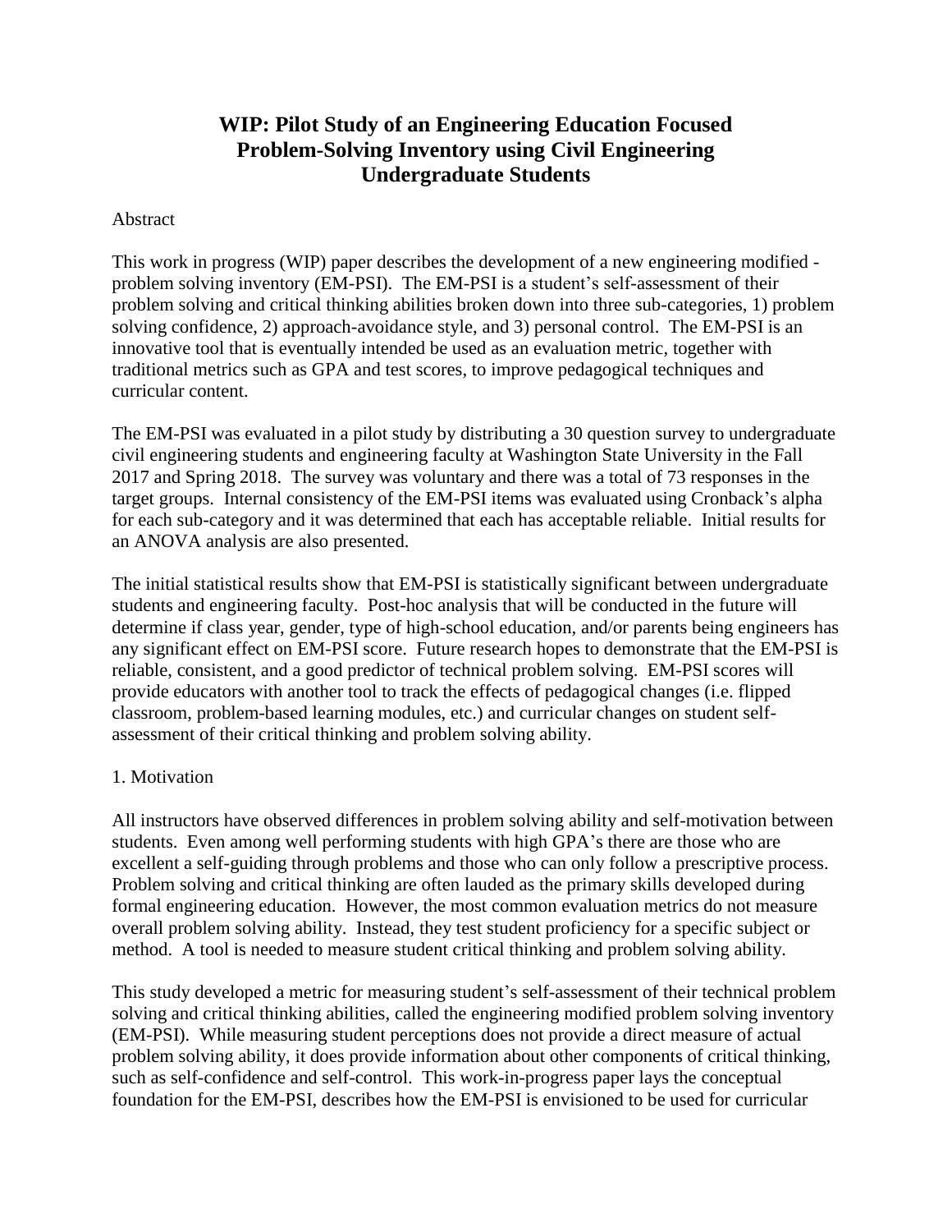# WIP: Pilot Study of an Engineering Education Focused Problem-Solving Inventory using Civil Engineering Undergraduate Students

Abstract

This work in progress (WIP) paper describes the development of a new engineering modified - problem solving inventory (EM-PSI). The EM-PSI is a student's self-assessment of their problem solving and critical thinking abilities broken down into three sub-categories, 1) problem solving confidence, 2) approach-avoidance style, and 3) personal control. The EM-PSI is an innovative tool that is eventually intended be used as an evaluation metric, together with traditional metrics such as GPA and test scores, to improve pedagogical techniques and curricular content.

The EM-PSI was evaluated in a pilot study by distributing a 30 question survey to undergraduate civil engineering students and engineering faculty at Washington State University in the Fall 2017 and Spring 2018. The survey was voluntary and there was a total of 73 responses in the target groups. Internal consistency of the EM-PSI items was evaluated using Cronback's alpha for each sub-category and it was determined that each has acceptable reliable. Initial results for an ANOVA analysis are also presented.

The initial statistical results show that EM-PSI is statistically significant between undergraduate students and engineering faculty. Post-hoc analysis that will be conducted in the future will determine if class year, gender, type of high-school education, and/or parents being engineers has any significant effect on EM-PSI score. Future research hopes to demonstrate that the EM-PSI is reliable, consistent, and a good predictor of technical problem solving. EM-PSI scores will provide educators with another tool to track the effects of pedagogical changes (i.e. flipped classroom, problem-based learning modules, etc.) and curricular changes on student self-assessment of their critical thinking and problem solving ability.

## 1. Motivation

All instructors have observed differences in problem solving ability and self-motivation between students. Even among well performing students with high GPA's there are those who are excellent a self-guiding through problems and those who can only follow a prescriptive process. Problem solving and critical thinking are often lauded as the primary skills developed during formal engineering education. However, the most common evaluation metrics do not measure overall problem solving ability. Instead, they test student proficiency for a specific subject or method. A tool is needed to measure student critical thinking and problem solving ability.

This study developed a metric for measuring student's self-assessment of their technical problem solving and critical thinking abilities, called the engineering modified problem solving inventory (EM-PSI). While measuring student perceptions does not provide a direct measure of actual problem solving ability, it does provide information about other components of critical thinking, such as self-confidence and self-control. This work-in-progress paper lays the conceptual foundation for the EM-PSI, describes how the EM-PSI is envisioned to be used for curricular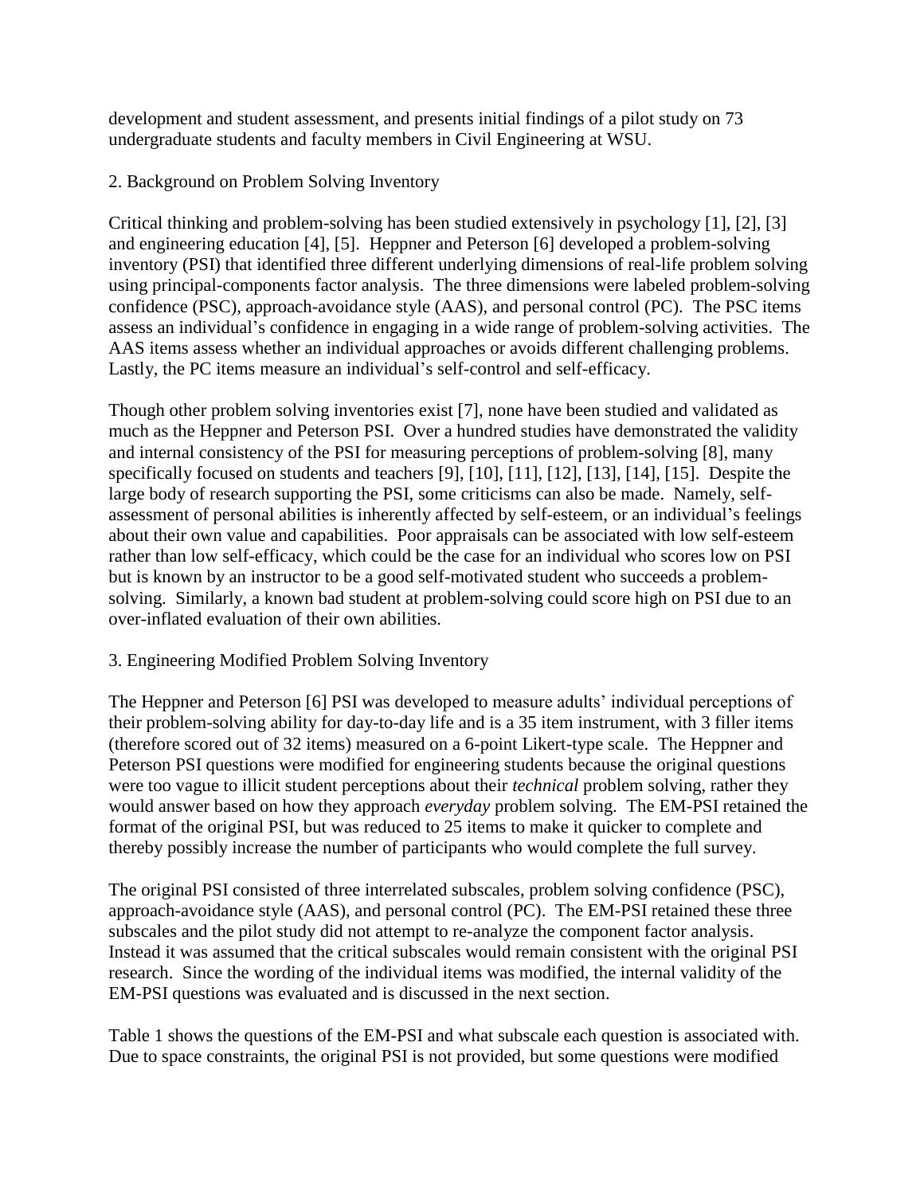development and student assessment, and presents initial findings of a pilot study on 73 undergraduate students and faculty members in Civil Engineering at WSU.

## 2. Background on Problem Solving Inventory

Critical thinking and problem-solving has been studied extensively in psychology [1], [2], [3] and engineering education [4], [5]. Heppner and Peterson [6] developed a problem-solving inventory (PSI) that identified three different underlying dimensions of real-life problem solving using principal-components factor analysis. The three dimensions were labeled problem-solving confidence (PSC), approach-avoidance style (AAS), and personal control (PC). The PSC items assess an individual's confidence in engaging in a wide range of problem-solving activities. The AAS items assess whether an individual approaches or avoids different challenging problems. Lastly, the PC items measure an individual's self-control and self-efficacy.

Though other problem solving inventories exist [7], none have been studied and validated as much as the Heppner and Peterson PSI. Over a hundred studies have demonstrated the validity and internal consistency of the PSI for measuring perceptions of problem-solving [8], many specifically focused on students and teachers [9], [10], [11], [12], [13], [14], [15]. Despite the large body of research supporting the PSI, some criticisms can also be made. Namely, self-assessment of personal abilities is inherently affected by self-esteem, or an individual's feelings about their own value and capabilities. Poor appraisals can be associated with low self-esteem rather than low self-efficacy, which could be the case for an individual who scores low on PSI but is known by an instructor to be a good self-motivated student who succeeds a problem-solving. Similarly, a known bad student at problem-solving could score high on PSI due to an over-inflated evaluation of their own abilities.

## 3. Engineering Modified Problem Solving Inventory

The Heppner and Peterson [6] PSI was developed to measure adults' individual perceptions of their problem-solving ability for day-to-day life and is a 35 item instrument, with 3 filler items (therefore scored out of 32 items) measured on a 6-point Likert-type scale. The Heppner and Peterson PSI questions were modified for engineering students because the original questions were too vague to illicit student perceptions about their *technical* problem solving, rather they would answer based on how they approach *everyday* problem solving. The EM-PSI retained the format of the original PSI, but was reduced to 25 items to make it quicker to complete and thereby possibly increase the number of participants who would complete the full survey.

The original PSI consisted of three interrelated subscales, problem solving confidence (PSC), approach-avoidance style (AAS), and personal control (PC). The EM-PSI retained these three subscales and the pilot study did not attempt to re-analyze the component factor analysis. Instead it was assumed that the critical subscales would remain consistent with the original PSI research. Since the wording of the individual items was modified, the internal validity of the EM-PSI questions was evaluated and is discussed in the next section.

Table 1 shows the questions of the EM-PSI and what subscale each question is associated with. Due to space constraints, the original PSI is not provided, but some questions were modified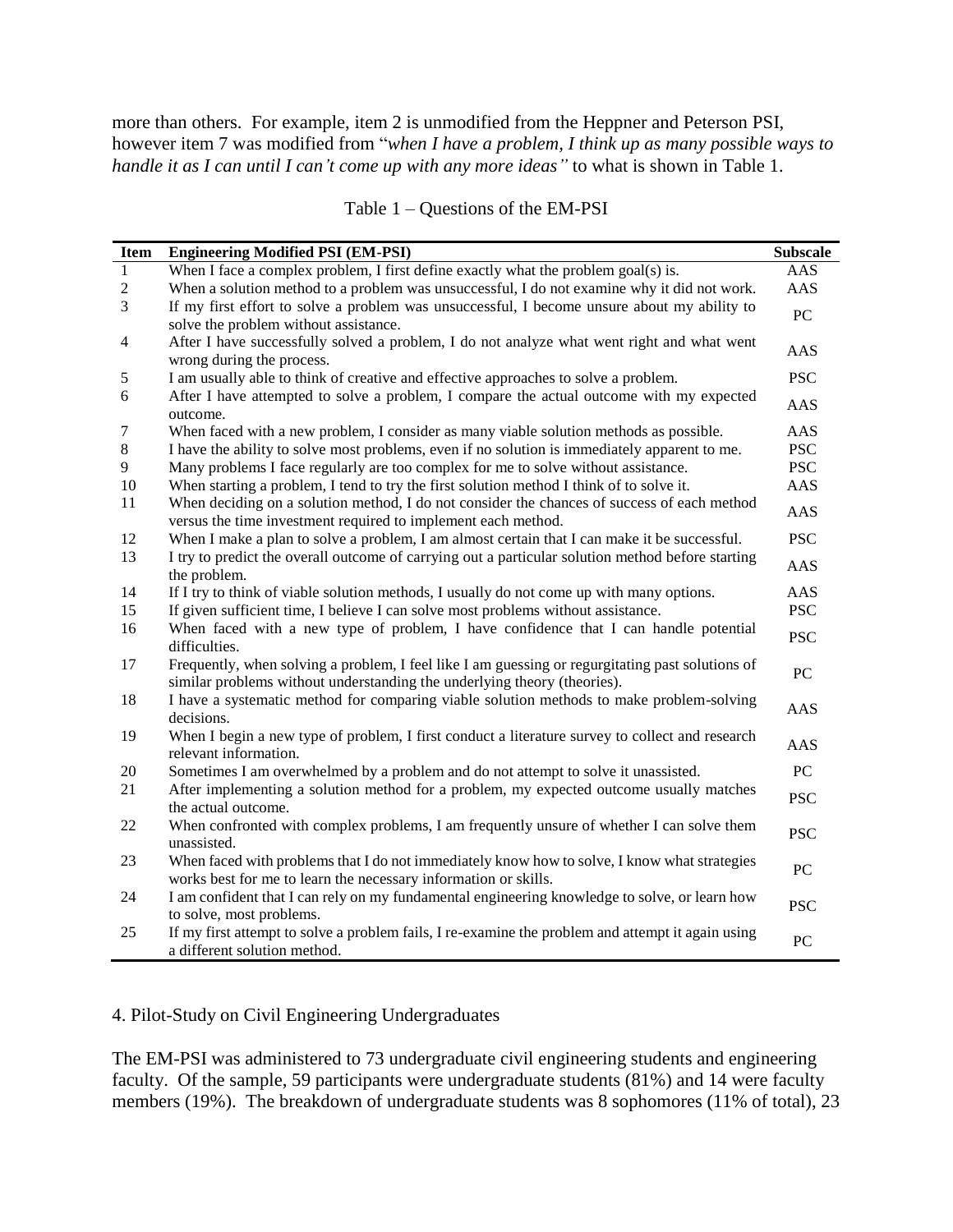more than others. For example, item 2 is unmodified from the Heppner and Peterson PSI, however item 7 was modified from "*when I have a problem, I think up as many possible ways to handle it as I can until I can't come up with any more ideas"* to what is shown in Table 1.

Table 1 – Questions of the EM-PSI

| Item | Engineering Modified PSI (EM-PSI) | Subscale |
|---|---|---|
| 1 | When I face a complex problem, I first define exactly what the problem goal(s) is. | AAS |
| 2 | When a solution method to a problem was unsuccessful, I do not examine why it did not work. | AAS |
| 3 | If my first effort to solve a problem was unsuccessful, I become unsure about my ability to solve the problem without assistance. | PC |
| 4 | After I have successfully solved a problem, I do not analyze what went right and what went wrong during the process. | AAS |
| 5 | I am usually able to think of creative and effective approaches to solve a problem. | PSC |
| 6 | After I have attempted to solve a problem, I compare the actual outcome with my expected outcome. | AAS |
| 7 | When faced with a new problem, I consider as many viable solution methods as possible. | AAS |
| 8 | I have the ability to solve most problems, even if no solution is immediately apparent to me. | PSC |
| 9 | Many problems I face regularly are too complex for me to solve without assistance. | PSC |
| 10 | When starting a problem, I tend to try the first solution method I think of to solve it. | AAS |
| 11 | When deciding on a solution method, I do not consider the chances of success of each method versus the time investment required to implement each method. | AAS |
| 12 | When I make a plan to solve a problem, I am almost certain that I can make it be successful. | PSC |
| 13 | I try to predict the overall outcome of carrying out a particular solution method before starting the problem. | AAS |
| 14 | If I try to think of viable solution methods, I usually do not come up with many options. | AAS |
| 15 | If given sufficient time, I believe I can solve most problems without assistance. | PSC |
| 16 | When faced with a new type of problem, I have confidence that I can handle potential difficulties. | PSC |
| 17 | Frequently, when solving a problem, I feel like I am guessing or regurgitating past solutions of similar problems without understanding the underlying theory (theories). | PC |
| 18 | I have a systematic method for comparing viable solution methods to make problem-solving decisions. | AAS |
| 19 | When I begin a new type of problem, I first conduct a literature survey to collect and research relevant information. | AAS |
| 20 | Sometimes I am overwhelmed by a problem and do not attempt to solve it unassisted. | PC |
| 21 | After implementing a solution method for a problem, my expected outcome usually matches the actual outcome. | PSC |
| 22 | When confronted with complex problems, I am frequently unsure of whether I can solve them unassisted. | PSC |
| 23 | When faced with problems that I do not immediately know how to solve, I know what strategies works best for me to learn the necessary information or skills. | PC |
| 24 | I am confident that I can rely on my fundamental engineering knowledge to solve, or learn how to solve, most problems. | PSC |
| 25 | If my first attempt to solve a problem fails, I re-examine the problem and attempt it again using a different solution method. | PC |

## 4. Pilot-Study on Civil Engineering Undergraduates

The EM-PSI was administered to 73 undergraduate civil engineering students and engineering faculty. Of the sample, 59 participants were undergraduate students (81%) and 14 were faculty members (19%). The breakdown of undergraduate students was 8 sophomores (11% of total), 23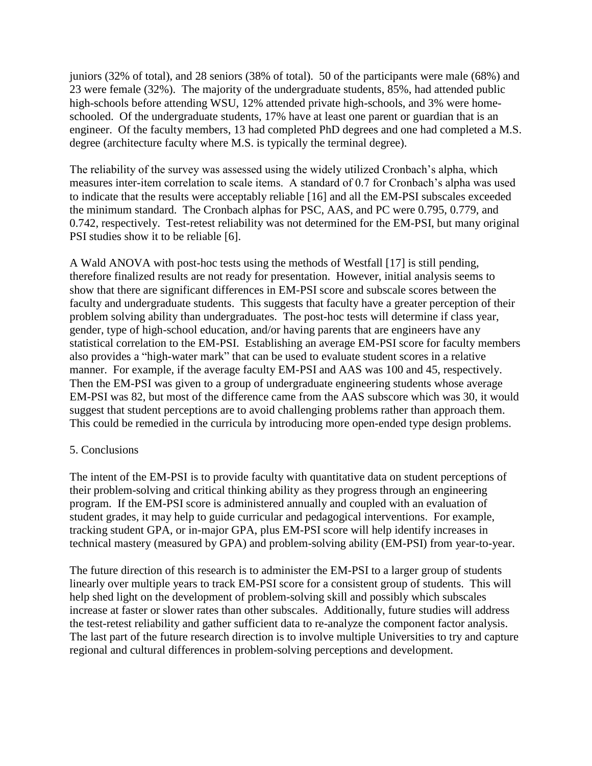juniors (32% of total), and 28 seniors (38% of total). 50 of the participants were male (68%) and 23 were female (32%). The majority of the undergraduate students, 85%, had attended public high-schools before attending WSU, 12% attended private high-schools, and 3% were home-schooled. Of the undergraduate students, 17% have at least one parent or guardian that is an engineer. Of the faculty members, 13 had completed PhD degrees and one had completed a M.S. degree (architecture faculty where M.S. is typically the terminal degree).

The reliability of the survey was assessed using the widely utilized Cronbach's alpha, which measures inter-item correlation to scale items. A standard of 0.7 for Cronbach's alpha was used to indicate that the results were acceptably reliable [16] and all the EM-PSI subscales exceeded the minimum standard. The Cronbach alphas for PSC, AAS, and PC were 0.795, 0.779, and 0.742, respectively. Test-retest reliability was not determined for the EM-PSI, but many original PSI studies show it to be reliable [6].

A Wald ANOVA with post-hoc tests using the methods of Westfall [17] is still pending, therefore finalized results are not ready for presentation. However, initial analysis seems to show that there are significant differences in EM-PSI score and subscale scores between the faculty and undergraduate students. This suggests that faculty have a greater perception of their problem solving ability than undergraduates. The post-hoc tests will determine if class year, gender, type of high-school education, and/or having parents that are engineers have any statistical correlation to the EM-PSI. Establishing an average EM-PSI score for faculty members also provides a "high-water mark" that can be used to evaluate student scores in a relative manner. For example, if the average faculty EM-PSI and AAS was 100 and 45, respectively. Then the EM-PSI was given to a group of undergraduate engineering students whose average EM-PSI was 82, but most of the difference came from the AAS subscore which was 30, it would suggest that student perceptions are to avoid challenging problems rather than approach them. This could be remedied in the curricula by introducing more open-ended type design problems.

## 5. Conclusions

The intent of the EM-PSI is to provide faculty with quantitative data on student perceptions of their problem-solving and critical thinking ability as they progress through an engineering program. If the EM-PSI score is administered annually and coupled with an evaluation of student grades, it may help to guide curricular and pedagogical interventions. For example, tracking student GPA, or in-major GPA, plus EM-PSI score will help identify increases in technical mastery (measured by GPA) and problem-solving ability (EM-PSI) from year-to-year.

The future direction of this research is to administer the EM-PSI to a larger group of students linearly over multiple years to track EM-PSI score for a consistent group of students. This will help shed light on the development of problem-solving skill and possibly which subscales increase at faster or slower rates than other subscales. Additionally, future studies will address the test-retest reliability and gather sufficient data to re-analyze the component factor analysis. The last part of the future research direction is to involve multiple Universities to try and capture regional and cultural differences in problem-solving perceptions and development.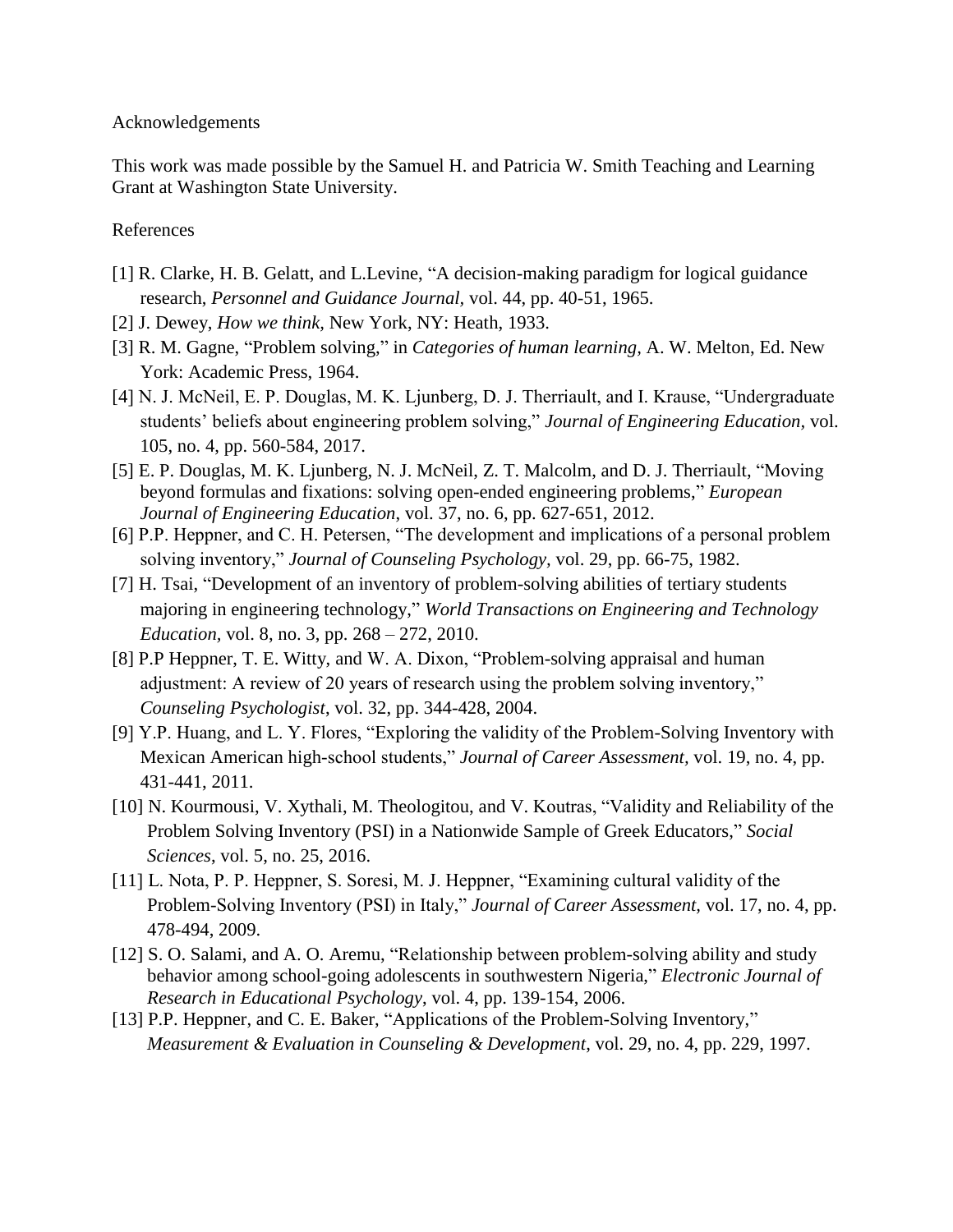## Acknowledgements

This work was made possible by the Samuel H. and Patricia W. Smith Teaching and Learning Grant at Washington State University.

## References

[1] R. Clarke, H. B. Gelatt, and L.Levine, "A decision-making paradigm for logical guidance research, *Personnel and Guidance Journal,* vol. 44, pp. 40-51, 1965.

[2] J. Dewey, *How we think,* New York, NY: Heath, 1933.

[3] R. M. Gagne, "Problem solving," in *Categories of human learning,* A. W. Melton, Ed. New York: Academic Press, 1964.

[4] N. J. McNeil, E. P. Douglas, M. K. Ljunberg, D. J. Therriault, and I. Krause, "Undergraduate students' beliefs about engineering problem solving," *Journal of Engineering Education*, vol. 105, no. 4, pp. 560-584, 2017.

[5] E. P. Douglas, M. K. Ljunberg, N. J. McNeil, Z. T. Malcolm, and D. J. Therriault, "Moving beyond formulas and fixations: solving open-ended engineering problems," *European Journal of Engineering Education*, vol. 37, no. 6, pp. 627-651, 2012.

[6] P.P. Heppner, and C. H. Petersen, "The development and implications of a personal problem solving inventory," *Journal of Counseling Psychology,* vol. 29, pp. 66-75, 1982.

[7] H. Tsai, "Development of an inventory of problem-solving abilities of tertiary students majoring in engineering technology," *World Transactions on Engineering and Technology Education*, vol. 8, no. 3, pp. 268 – 272, 2010.

[8] P.P Heppner, T. E. Witty, and W. A. Dixon, "Problem-solving appraisal and human adjustment: A review of 20 years of research using the problem solving inventory," *Counseling Psychologist*, vol. 32, pp. 344-428, 2004.

[9] Y.P. Huang, and L. Y. Flores, "Exploring the validity of the Problem-Solving Inventory with Mexican American high-school students," *Journal of Career Assessment,* vol. 19, no. 4, pp. 431-441, 2011.

[10] N. Kourmousi, V. Xythali, M. Theologitou, and V. Koutras, "Validity and Reliability of the Problem Solving Inventory (PSI) in a Nationwide Sample of Greek Educators," *Social Sciences*, vol. 5, no. 25, 2016.

[11] L. Nota, P. P. Heppner, S. Soresi, M. J. Heppner, "Examining cultural validity of the Problem-Solving Inventory (PSI) in Italy," *Journal of Career Assessment,* vol. 17, no. 4, pp. 478-494, 2009.

[12] S. O. Salami, and A. O. Aremu, "Relationship between problem-solving ability and study behavior among school-going adolescents in southwestern Nigeria," *Electronic Journal of Research in Educational Psychology*, vol. 4, pp. 139-154, 2006.

[13] P.P. Heppner, and C. E. Baker, "Applications of the Problem-Solving Inventory," *Measurement & Evaluation in Counseling & Development*, vol. 29, no. 4, pp. 229, 1997.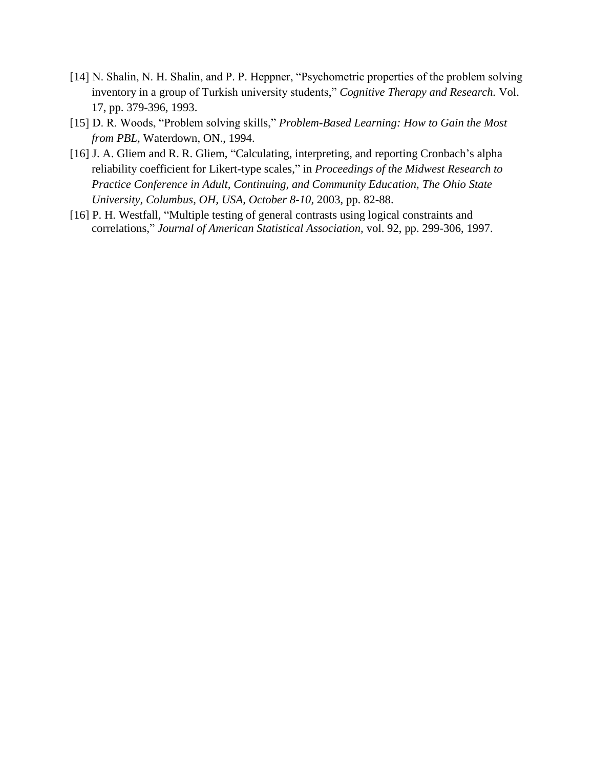[14] N. Shalin, N. H. Shalin, and P. P. Heppner, "Psychometric properties of the problem solving inventory in a group of Turkish university students," *Cognitive Therapy and Research.* Vol. 17, pp. 379-396, 1993.

[15] D. R. Woods, "Problem solving skills," *Problem-Based Learning: How to Gain the Most from PBL,* Waterdown, ON., 1994.

[16] J. A. Gliem and R. R. Gliem, "Calculating, interpreting, and reporting Cronbach's alpha reliability coefficient for Likert-type scales," in *Proceedings of the Midwest Research to Practice Conference in Adult, Continuing, and Community Education, The Ohio State University, Columbus, OH, USA, October 8-10,* 2003, pp. 82-88.

[16] P. H. Westfall, "Multiple testing of general contrasts using logical constraints and correlations," *Journal of American Statistical Association,* vol. 92, pp. 299-306, 1997.